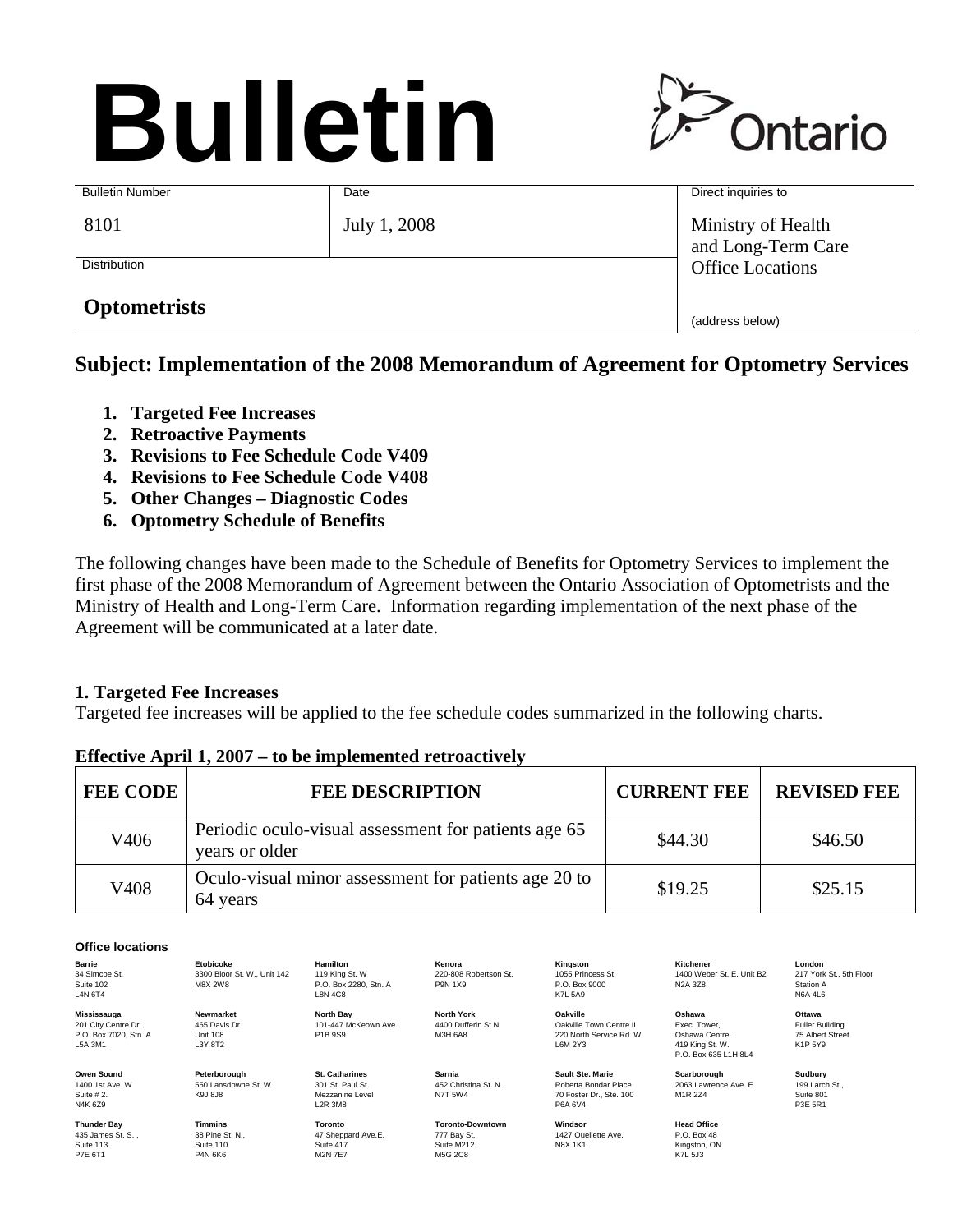# Bulletin

Ontario

| Bulletin Number | Date | Direct inquiries to |
|---|---|---|
| 8101 | July 1, 2008 | Ministry of Health and Long-Term Care Office Locations |
| Distribution | | |
| **Optometrists** | | (address below) |

## Subject: Implementation of the 2008 Memorandum of Agreement for Optometry Services

1. **Targeted Fee Increases**
2. **Retroactive Payments**
3. **Revisions to Fee Schedule Code V409**
4. **Revisions to Fee Schedule Code V408**
5. **Other Changes – Diagnostic Codes**
6. **Optometry Schedule of Benefits**

The following changes have been made to the Schedule of Benefits for Optometry Services to implement the first phase of the 2008 Memorandum of Agreement between the Ontario Association of Optometrists and the Ministry of Health and Long-Term Care. Information regarding implementation of the next phase of the Agreement will be communicated at a later date.

### 1. Targeted Fee Increases

Targeted fee increases will be applied to the fee schedule codes summarized in the following charts.

**Effective April 1, 2007 – to be implemented retroactively**

| FEE CODE | FEE DESCRIPTION | CURRENT FEE | REVISED FEE |
|---|---|---|---|
| V406 | Periodic oculo-visual assessment for patients age 65 years or older | $44.30 | $46.50 |
| V408 | Oculo-visual minor assessment for patients age 20 to 64 years | $19.25 | $25.15 |

**Office locations**

**Barrie**
34 Simcoe St.
Suite 102
L4N 6T4

**Etobicoke**
3300 Bloor St. W., Unit 142
M8X 2W8

**Hamilton**
119 King St. W
P.O. Box 2280, Stn. A
L8N 4C8

**Kenora**
220-808 Robertson St.
P9N 1X9

**Kingston**
1055 Princess St.
P.O. Box 9000
K7L 5A9

**Kitchener**
1400 Weber St. E. Unit B2
N2A 3Z8

**London**
217 York St., 5th Floor
Station A
N6A 4L6

**Mississauga**
201 City Centre Dr.
P.O. Box 7020, Stn. A
L5A 3M1

**Newmarket**
465 Davis Dr.
Unit 108
L3Y 8T2

**North Bay**
101-447 McKeown Ave.
P1B 9S9

**North York**
4400 Dufferin St N
M3H 6A8

**Oakville**
Oakville Town Centre II
220 North Service Rd. W.
L6M 2Y3

**Oshawa**
Exec. Tower,
Oshawa Centre.
419 King St. W.
P.O. Box 635 L1H 8L4

**Ottawa**
Fuller Building
75 Albert Street
K1P 5Y9

**Owen Sound**
1400 1st Ave. W
Suite # 2.
N4K 6Z9

**Peterborough**
550 Lansdowne St. W.
K9J 8J8

**St. Catharines**
301 St. Paul St.
Mezzanine Level
L2R 3M8

**Sarnia**
452 Christina St. N.
N7T 5W4

**Sault Ste. Marie**
Roberta Bondar Place
70 Foster Dr., Ste. 100
P6A 6V4

**Scarborough**
2063 Lawrence Ave. E.
M1R 2Z4

**Sudbury**
199 Larch St.,
Suite 801
P3E 5R1

**Thunder Bay**
435 James St. S. ,
Suite 113
P7E 6T1

**Timmins**
38 Pine St. N.,
Suite 110
P4N 6K6

**Toronto**
47 Sheppard Ave.E.
Suite 417
M2N 7E7

**Toronto-Downtown**
777 Bay St,
Suite M212
M5G 2C8

**Windsor**
1427 Ouellette Ave.
N8X 1K1

**Head Office**
P.O. Box 48
Kingston, ON
K7L 5J3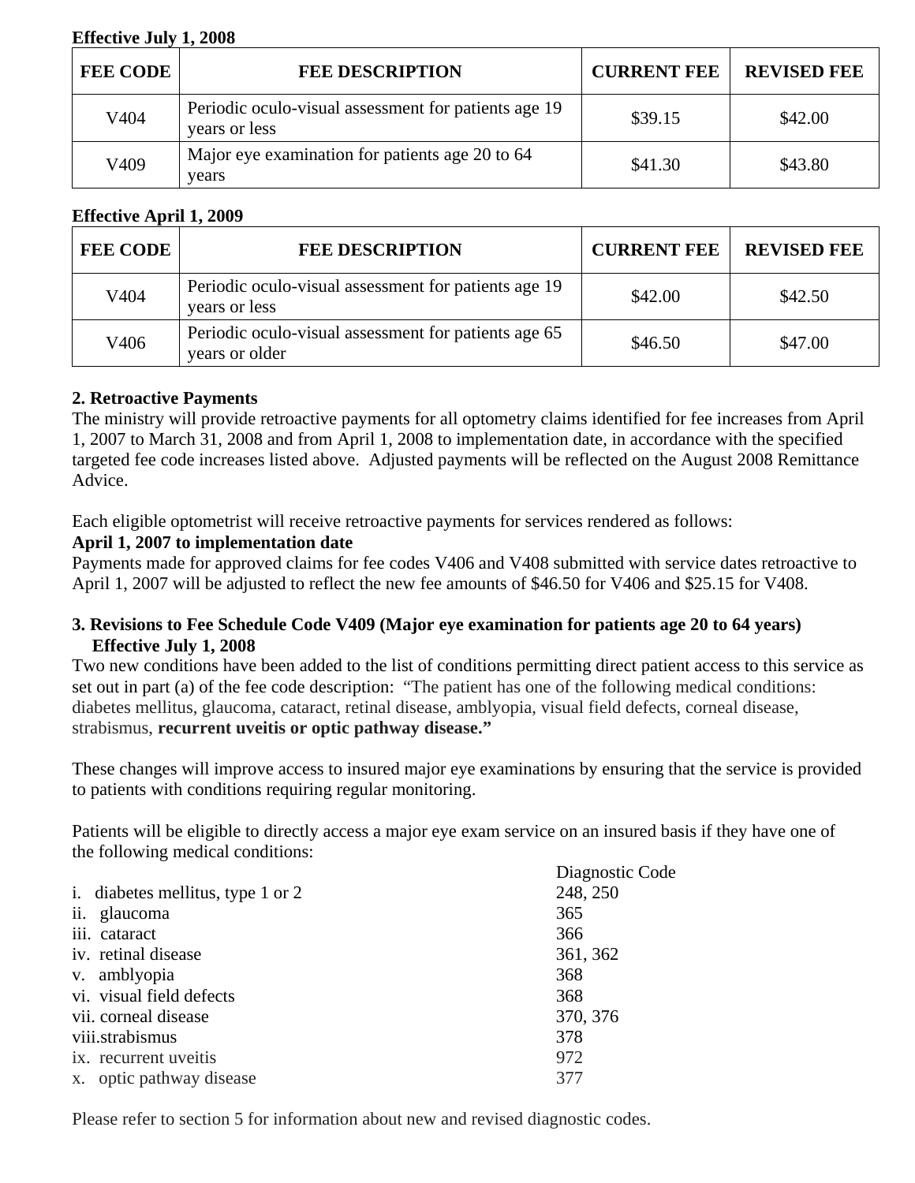**Effective July 1, 2008**

| FEE CODE | FEE DESCRIPTION | CURRENT FEE | REVISED FEE |
|---|---|---|---|
| V404 | Periodic oculo-visual assessment for patients age 19 years or less | $39.15 | $42.00 |
| V409 | Major eye examination for patients age 20 to 64 years | $41.30 | $43.80 |

**Effective April 1, 2009**

| FEE CODE | FEE DESCRIPTION | CURRENT FEE | REVISED FEE |
|---|---|---|---|
| V404 | Periodic oculo-visual assessment for patients age 19 years or less | $42.00 | $42.50 |
| V406 | Periodic oculo-visual assessment for patients age 65 years or older | $46.50 | $47.00 |

### 2. Retroactive Payments

The ministry will provide retroactive payments for all optometry claims identified for fee increases from April 1, 2007 to March 31, 2008 and from April 1, 2008 to implementation date, in accordance with the specified targeted fee code increases listed above. Adjusted payments will be reflected on the August 2008 Remittance Advice.

Each eligible optometrist will receive retroactive payments for services rendered as follows:

**April 1, 2007 to implementation date**

Payments made for approved claims for fee codes V406 and V408 submitted with service dates retroactive to April 1, 2007 will be adjusted to reflect the new fee amounts of $46.50 for V406 and $25.15 for V408.

### 3. Revisions to Fee Schedule Code V409 (Major eye examination for patients age 20 to 64 years) Effective July 1, 2008

Two new conditions have been added to the list of conditions permitting direct patient access to this service as set out in part (a) of the fee code description: "The patient has one of the following medical conditions: diabetes mellitus, glaucoma, cataract, retinal disease, amblyopia, visual field defects, corneal disease, strabismus, **recurrent uveitis or optic pathway disease."**

These changes will improve access to insured major eye examinations by ensuring that the service is provided to patients with conditions requiring regular monitoring.

Patients will be eligible to directly access a major eye exam service on an insured basis if they have one of the following medical conditions:

| | Diagnostic Code |
|---|---|
| i. diabetes mellitus, type 1 or 2 | 248, 250 |
| ii. glaucoma | 365 |
| iii. cataract | 366 |
| iv. retinal disease | 361, 362 |
| v. amblyopia | 368 |
| vi. visual field defects | 368 |
| vii. corneal disease | 370, 376 |
| viii. strabismus | 378 |
| ix. recurrent uveitis | 972 |
| x. optic pathway disease | 377 |

Please refer to section 5 for information about new and revised diagnostic codes.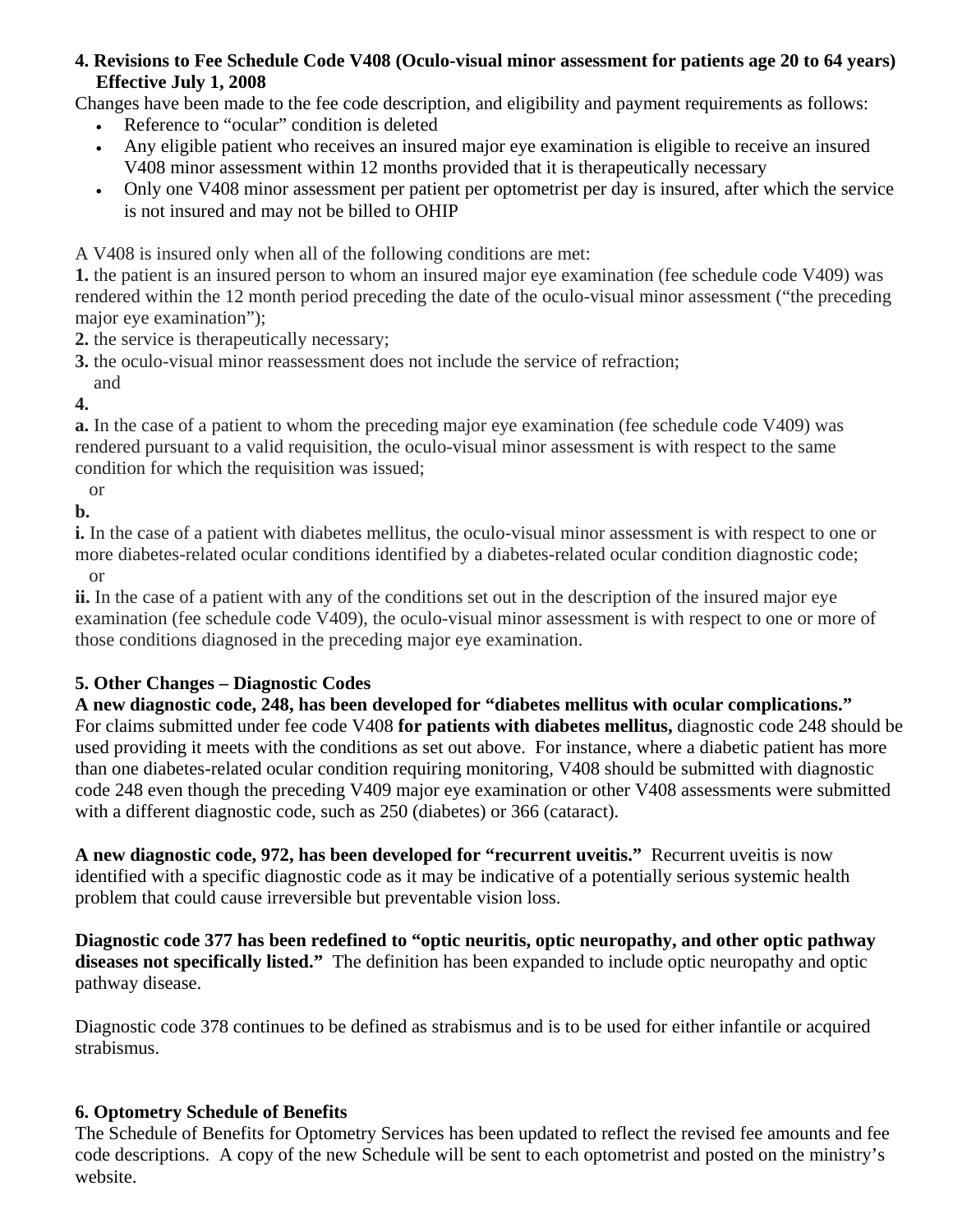**4. Revisions to Fee Schedule Code V408 (Oculo-visual minor assessment for patients age 20 to 64 years) Effective July 1, 2008**

Changes have been made to the fee code description, and eligibility and payment requirements as follows:

- Reference to "ocular" condition is deleted
- Any eligible patient who receives an insured major eye examination is eligible to receive an insured V408 minor assessment within 12 months provided that it is therapeutically necessary
- Only one V408 minor assessment per patient per optometrist per day is insured, after which the service is not insured and may not be billed to OHIP

A V408 is insured only when all of the following conditions are met:

**1.** the patient is an insured person to whom an insured major eye examination (fee schedule code V409) was rendered within the 12 month period preceding the date of the oculo-visual minor assessment ("the preceding major eye examination");

**2.** the service is therapeutically necessary;

**3.** the oculo-visual minor reassessment does not include the service of refraction;

and

**4.**

**a.** In the case of a patient to whom the preceding major eye examination (fee schedule code V409) was rendered pursuant to a valid requisition, the oculo-visual minor assessment is with respect to the same condition for which the requisition was issued;

or

**b.**

**i.** In the case of a patient with diabetes mellitus, the oculo-visual minor assessment is with respect to one or more diabetes-related ocular conditions identified by a diabetes-related ocular condition diagnostic code;

or

**ii.** In the case of a patient with any of the conditions set out in the description of the insured major eye examination (fee schedule code V409), the oculo-visual minor assessment is with respect to one or more of those conditions diagnosed in the preceding major eye examination.

**5. Other Changes – Diagnostic Codes**

**A new diagnostic code, 248, has been developed for "diabetes mellitus with ocular complications."** For claims submitted under fee code V408 **for patients with diabetes mellitus,** diagnostic code 248 should be used providing it meets with the conditions as set out above. For instance, where a diabetic patient has more than one diabetes-related ocular condition requiring monitoring, V408 should be submitted with diagnostic code 248 even though the preceding V409 major eye examination or other V408 assessments were submitted with a different diagnostic code, such as 250 (diabetes) or 366 (cataract).

**A new diagnostic code, 972, has been developed for "recurrent uveitis."** Recurrent uveitis is now identified with a specific diagnostic code as it may be indicative of a potentially serious systemic health problem that could cause irreversible but preventable vision loss.

**Diagnostic code 377 has been redefined to "optic neuritis, optic neuropathy, and other optic pathway diseases not specifically listed."** The definition has been expanded to include optic neuropathy and optic pathway disease.

Diagnostic code 378 continues to be defined as strabismus and is to be used for either infantile or acquired strabismus.

**6. Optometry Schedule of Benefits**

The Schedule of Benefits for Optometry Services has been updated to reflect the revised fee amounts and fee code descriptions. A copy of the new Schedule will be sent to each optometrist and posted on the ministry's website.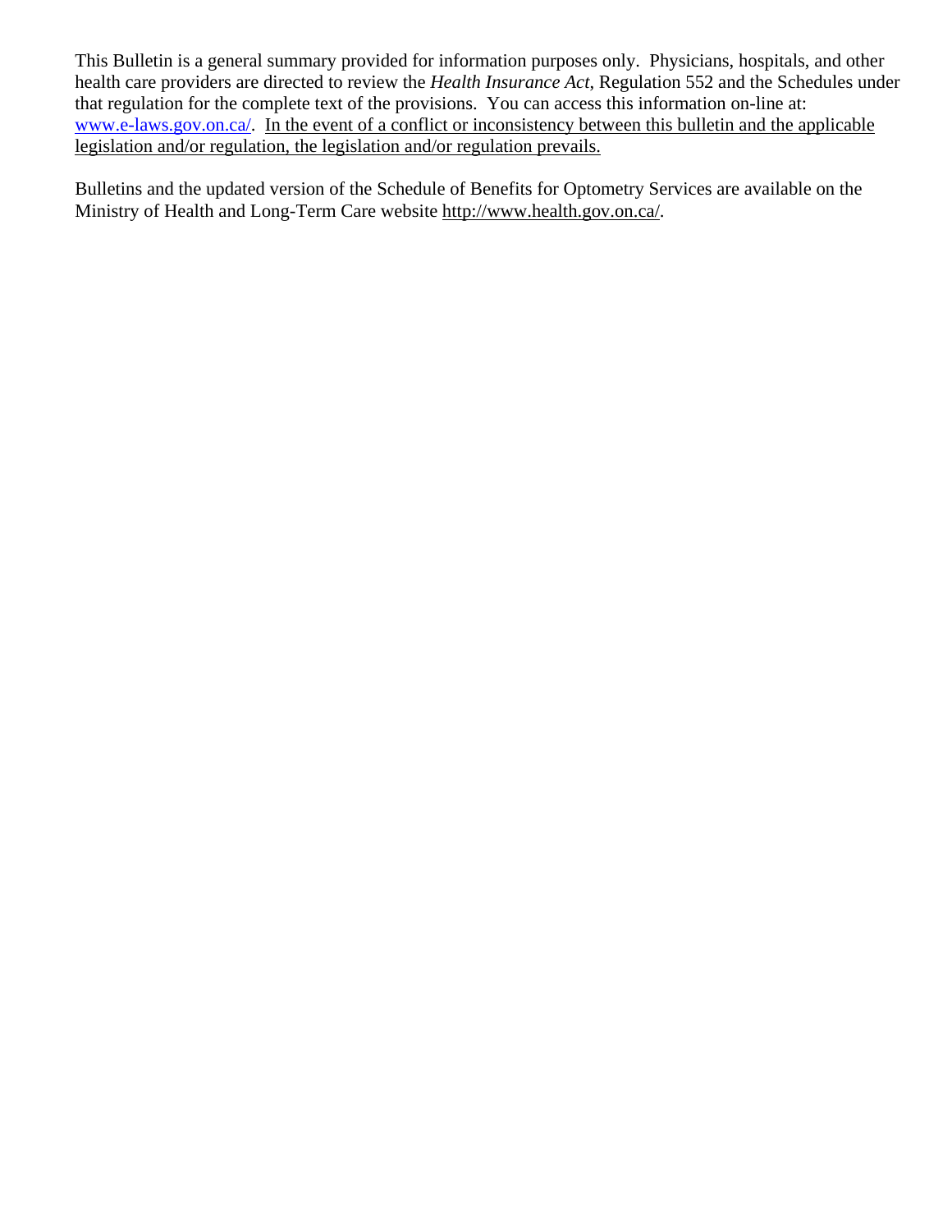This Bulletin is a general summary provided for information purposes only. Physicians, hospitals, and other health care providers are directed to review the *Health Insurance Act*, Regulation 552 and the Schedules under that regulation for the complete text of the provisions. You can access this information on-line at: www.e-laws.gov.on.ca/. In the event of a conflict or inconsistency between this bulletin and the applicable legislation and/or regulation, the legislation and/or regulation prevails.

Bulletins and the updated version of the Schedule of Benefits for Optometry Services are available on the Ministry of Health and Long-Term Care website http://www.health.gov.on.ca/.